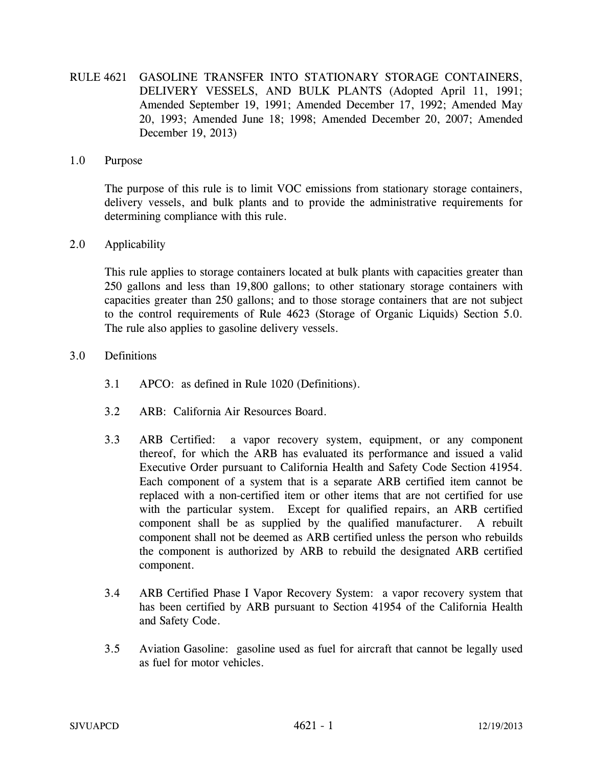# RULE 4621 GASOLINE TRANSFER INTO STATIONARY STORAGE CONTAINERS, DELIVERY VESSELS, AND BULK PLANTS (Adopted April 11, 1991; Amended September 19, 1991; Amended December 17, 1992; Amended May 20, 1993; Amended June 18; 1998; Amended December 20, 2007; Amended December 19, 2013)

## 1.0 Purpose

The purpose of this rule is to limit VOC emissions from stationary storage containers, delivery vessels, and bulk plants and to provide the administrative requirements for determining compliance with this rule.

## 2.0 Applicability

This rule applies to storage containers located at bulk plants with capacities greater than 250 gallons and less than 19,800 gallons; to other stationary storage containers with capacities greater than 250 gallons; and to those storage containers that are not subject to the control requirements of Rule 4623 (Storage of Organic Liquids) Section 5.0. The rule also applies to gasoline delivery vessels.

## 3.0 Definitions

3.1 APCO: as defined in Rule 1020 (Definitions).

3.2 ARB: California Air Resources Board.

3.3 ARB Certified: a vapor recovery system, equipment, or any component thereof, for which the ARB has evaluated its performance and issued a valid Executive Order pursuant to California Health and Safety Code Section 41954. Each component of a system that is a separate ARB certified item cannot be replaced with a non-certified item or other items that are not certified for use with the particular system. Except for qualified repairs, an ARB certified component shall be as supplied by the qualified manufacturer. A rebuilt component shall not be deemed as ARB certified unless the person who rebuilds the component is authorized by ARB to rebuild the designated ARB certified component.

3.4 ARB Certified Phase I Vapor Recovery System: a vapor recovery system that has been certified by ARB pursuant to Section 41954 of the California Health and Safety Code.

3.5 Aviation Gasoline: gasoline used as fuel for aircraft that cannot be legally used as fuel for motor vehicles.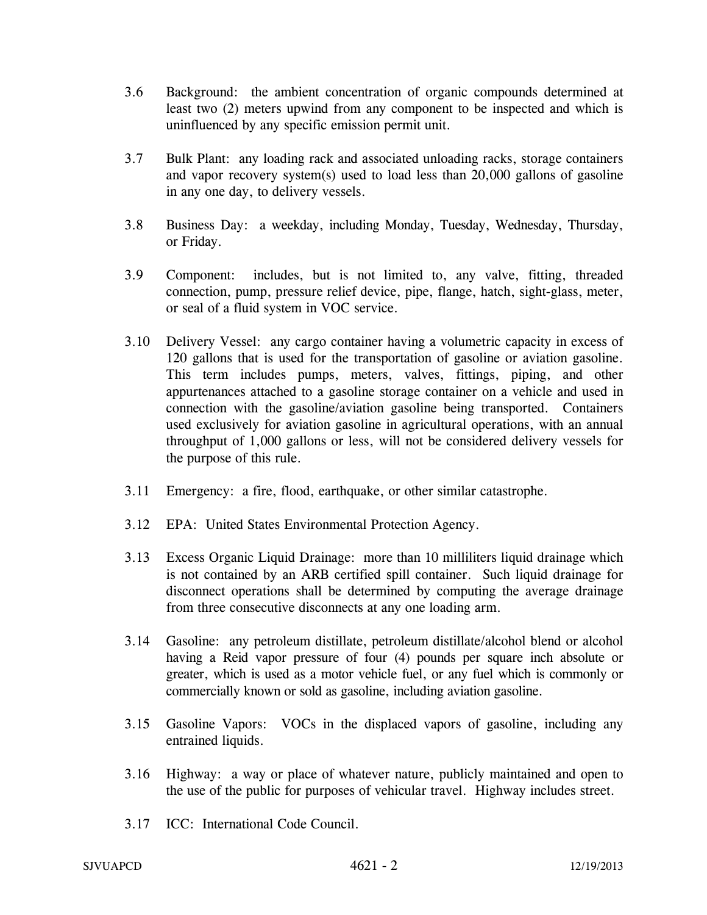3.6 Background: the ambient concentration of organic compounds determined at least two (2) meters upwind from any component to be inspected and which is uninfluenced by any specific emission permit unit.

3.7 Bulk Plant: any loading rack and associated unloading racks, storage containers and vapor recovery system(s) used to load less than 20,000 gallons of gasoline in any one day, to delivery vessels.

3.8 Business Day: a weekday, including Monday, Tuesday, Wednesday, Thursday, or Friday.

3.9 Component: includes, but is not limited to, any valve, fitting, threaded connection, pump, pressure relief device, pipe, flange, hatch, sight-glass, meter, or seal of a fluid system in VOC service.

3.10 Delivery Vessel: any cargo container having a volumetric capacity in excess of 120 gallons that is used for the transportation of gasoline or aviation gasoline. This term includes pumps, meters, valves, fittings, piping, and other appurtenances attached to a gasoline storage container on a vehicle and used in connection with the gasoline/aviation gasoline being transported. Containers used exclusively for aviation gasoline in agricultural operations, with an annual throughput of 1,000 gallons or less, will not be considered delivery vessels for the purpose of this rule.

3.11 Emergency: a fire, flood, earthquake, or other similar catastrophe.

3.12 EPA: United States Environmental Protection Agency.

3.13 Excess Organic Liquid Drainage: more than 10 milliliters liquid drainage which is not contained by an ARB certified spill container. Such liquid drainage for disconnect operations shall be determined by computing the average drainage from three consecutive disconnects at any one loading arm.

3.14 Gasoline: any petroleum distillate, petroleum distillate/alcohol blend or alcohol having a Reid vapor pressure of four (4) pounds per square inch absolute or greater, which is used as a motor vehicle fuel, or any fuel which is commonly or commercially known or sold as gasoline, including aviation gasoline.

3.15 Gasoline Vapors: VOCs in the displaced vapors of gasoline, including any entrained liquids.

3.16 Highway: a way or place of whatever nature, publicly maintained and open to the use of the public for purposes of vehicular travel. Highway includes street.

3.17 ICC: International Code Council.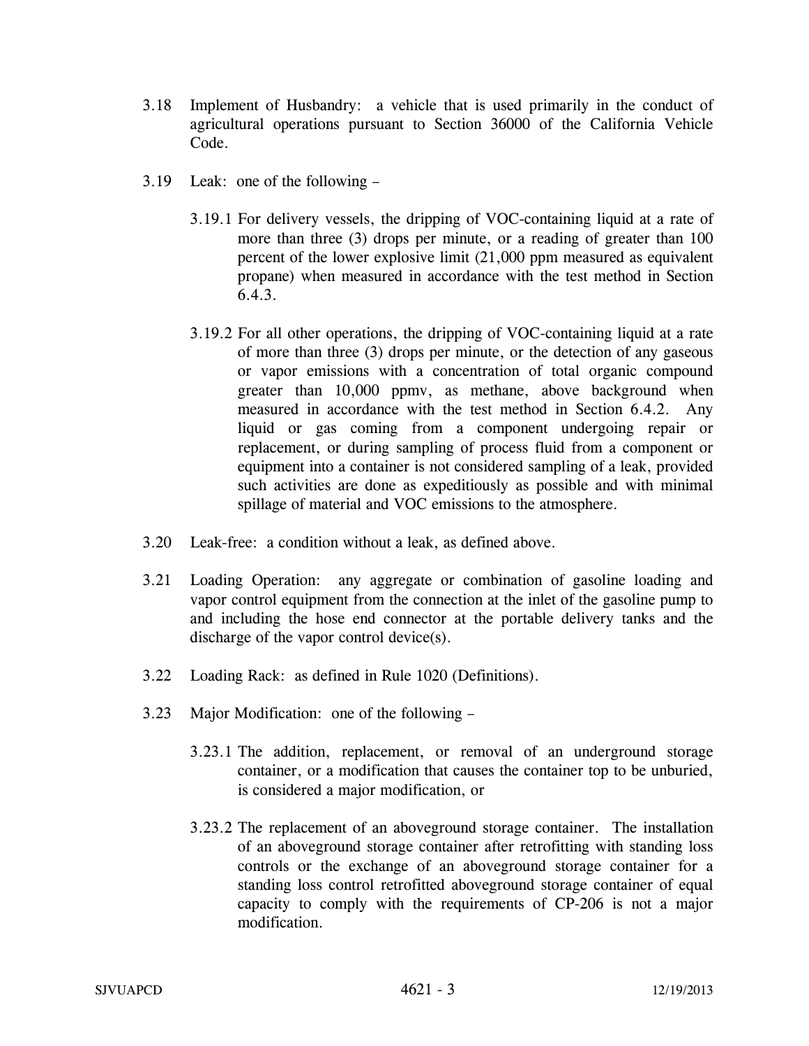3.18 Implement of Husbandry: a vehicle that is used primarily in the conduct of agricultural operations pursuant to Section 36000 of the California Vehicle Code.

3.19 Leak: one of the following –

3.19.1 For delivery vessels, the dripping of VOC-containing liquid at a rate of more than three (3) drops per minute, or a reading of greater than 100 percent of the lower explosive limit (21,000 ppm measured as equivalent propane) when measured in accordance with the test method in Section 6.4.3.

3.19.2 For all other operations, the dripping of VOC-containing liquid at a rate of more than three (3) drops per minute, or the detection of any gaseous or vapor emissions with a concentration of total organic compound greater than 10,000 ppmv, as methane, above background when measured in accordance with the test method in Section 6.4.2. Any liquid or gas coming from a component undergoing repair or replacement, or during sampling of process fluid from a component or equipment into a container is not considered sampling of a leak, provided such activities are done as expeditiously as possible and with minimal spillage of material and VOC emissions to the atmosphere.

3.20 Leak-free: a condition without a leak, as defined above.

3.21 Loading Operation: any aggregate or combination of gasoline loading and vapor control equipment from the connection at the inlet of the gasoline pump to and including the hose end connector at the portable delivery tanks and the discharge of the vapor control device(s).

3.22 Loading Rack: as defined in Rule 1020 (Definitions).

3.23 Major Modification: one of the following –

3.23.1 The addition, replacement, or removal of an underground storage container, or a modification that causes the container top to be unburied, is considered a major modification, or

3.23.2 The replacement of an aboveground storage container. The installation of an aboveground storage container after retrofitting with standing loss controls or the exchange of an aboveground storage container for a standing loss control retrofitted aboveground storage container of equal capacity to comply with the requirements of CP-206 is not a major modification.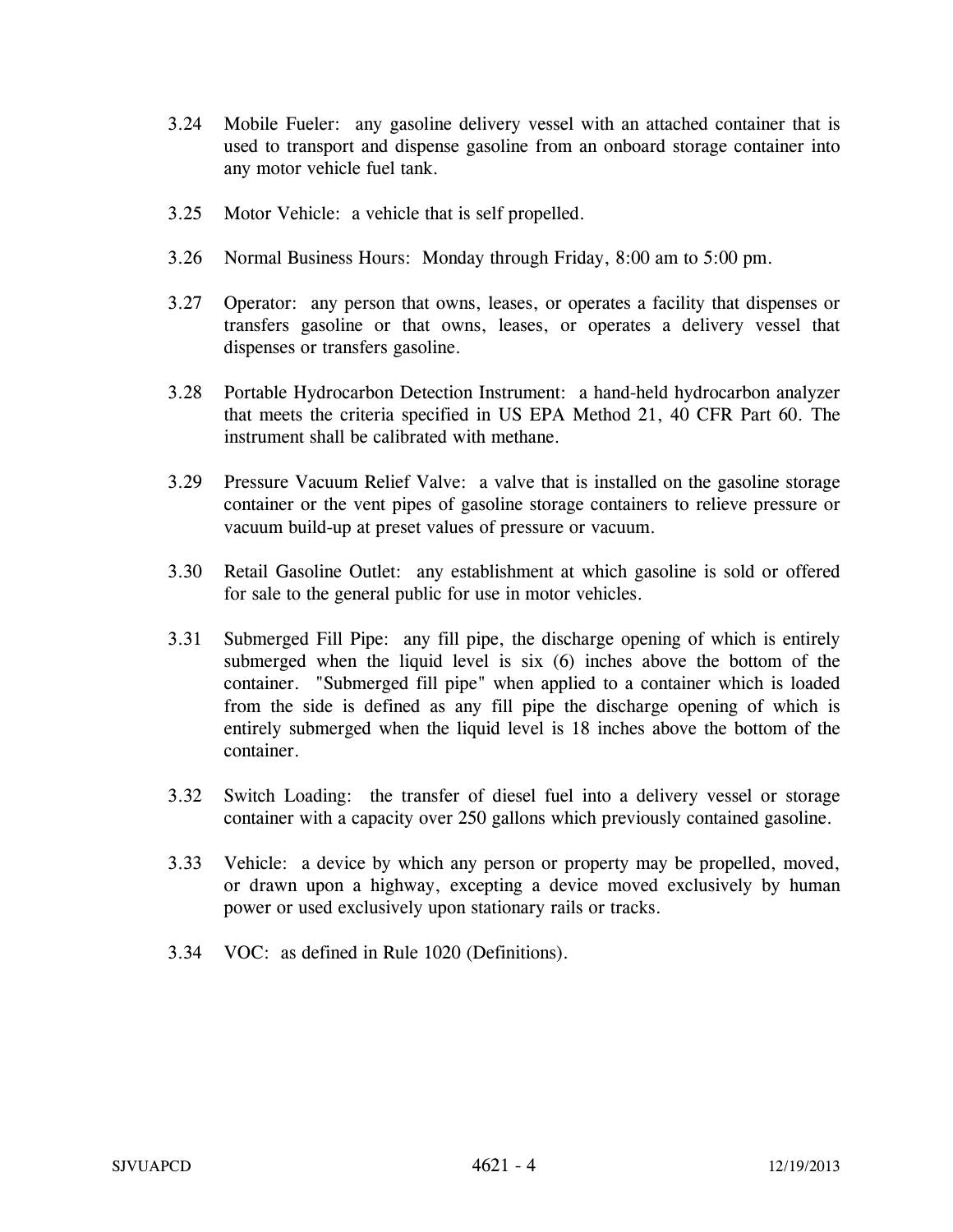3.24 Mobile Fueler: any gasoline delivery vessel with an attached container that is used to transport and dispense gasoline from an onboard storage container into any motor vehicle fuel tank.

3.25 Motor Vehicle: a vehicle that is self propelled.

3.26 Normal Business Hours: Monday through Friday, 8:00 am to 5:00 pm.

3.27 Operator: any person that owns, leases, or operates a facility that dispenses or transfers gasoline or that owns, leases, or operates a delivery vessel that dispenses or transfers gasoline.

3.28 Portable Hydrocarbon Detection Instrument: a hand-held hydrocarbon analyzer that meets the criteria specified in US EPA Method 21, 40 CFR Part 60. The instrument shall be calibrated with methane.

3.29 Pressure Vacuum Relief Valve: a valve that is installed on the gasoline storage container or the vent pipes of gasoline storage containers to relieve pressure or vacuum build-up at preset values of pressure or vacuum.

3.30 Retail Gasoline Outlet: any establishment at which gasoline is sold or offered for sale to the general public for use in motor vehicles.

3.31 Submerged Fill Pipe: any fill pipe, the discharge opening of which is entirely submerged when the liquid level is six (6) inches above the bottom of the container. "Submerged fill pipe" when applied to a container which is loaded from the side is defined as any fill pipe the discharge opening of which is entirely submerged when the liquid level is 18 inches above the bottom of the container.

3.32 Switch Loading: the transfer of diesel fuel into a delivery vessel or storage container with a capacity over 250 gallons which previously contained gasoline.

3.33 Vehicle: a device by which any person or property may be propelled, moved, or drawn upon a highway, excepting a device moved exclusively by human power or used exclusively upon stationary rails or tracks.

3.34 VOC: as defined in Rule 1020 (Definitions).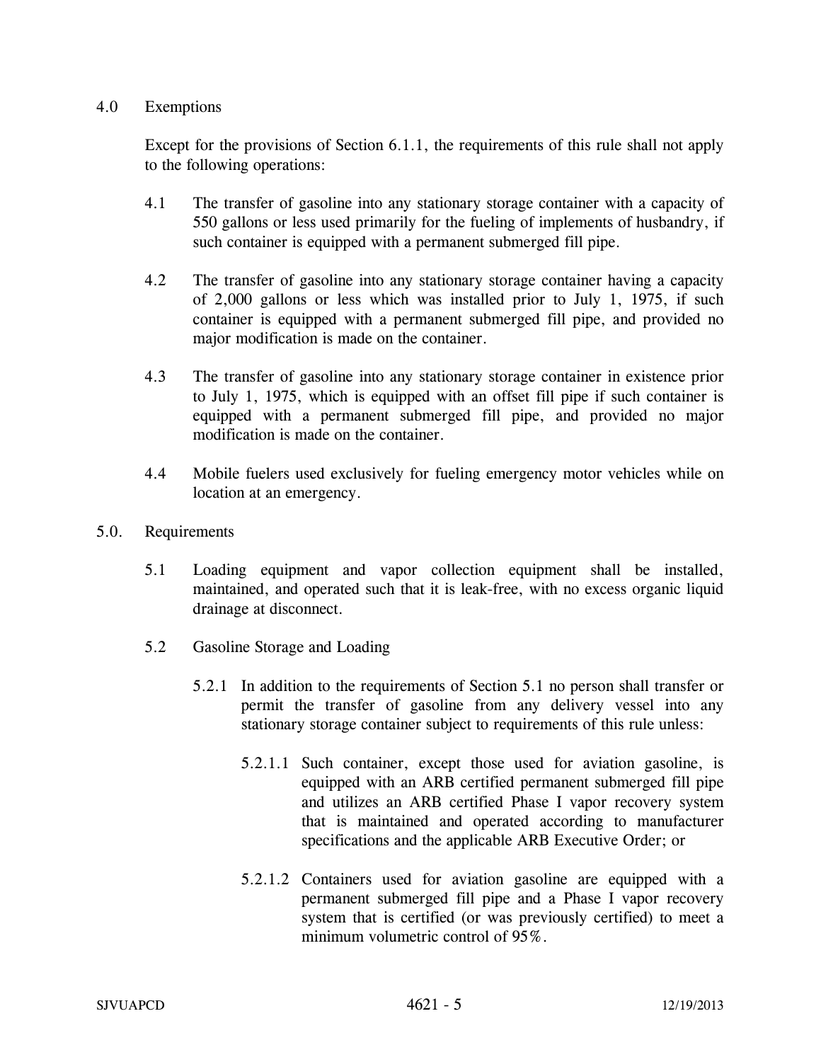## 4.0 Exemptions

Except for the provisions of Section 6.1.1, the requirements of this rule shall not apply to the following operations:

4.1 The transfer of gasoline into any stationary storage container with a capacity of 550 gallons or less used primarily for the fueling of implements of husbandry, if such container is equipped with a permanent submerged fill pipe.

4.2 The transfer of gasoline into any stationary storage container having a capacity of 2,000 gallons or less which was installed prior to July 1, 1975, if such container is equipped with a permanent submerged fill pipe, and provided no major modification is made on the container.

4.3 The transfer of gasoline into any stationary storage container in existence prior to July 1, 1975, which is equipped with an offset fill pipe if such container is equipped with a permanent submerged fill pipe, and provided no major modification is made on the container.

4.4 Mobile fuelers used exclusively for fueling emergency motor vehicles while on location at an emergency.

## 5.0. Requirements

5.1 Loading equipment and vapor collection equipment shall be installed, maintained, and operated such that it is leak-free, with no excess organic liquid drainage at disconnect.

5.2 Gasoline Storage and Loading

5.2.1 In addition to the requirements of Section 5.1 no person shall transfer or permit the transfer of gasoline from any delivery vessel into any stationary storage container subject to requirements of this rule unless:

5.2.1.1 Such container, except those used for aviation gasoline, is equipped with an ARB certified permanent submerged fill pipe and utilizes an ARB certified Phase I vapor recovery system that is maintained and operated according to manufacturer specifications and the applicable ARB Executive Order; or

5.2.1.2 Containers used for aviation gasoline are equipped with a permanent submerged fill pipe and a Phase I vapor recovery system that is certified (or was previously certified) to meet a minimum volumetric control of 95%.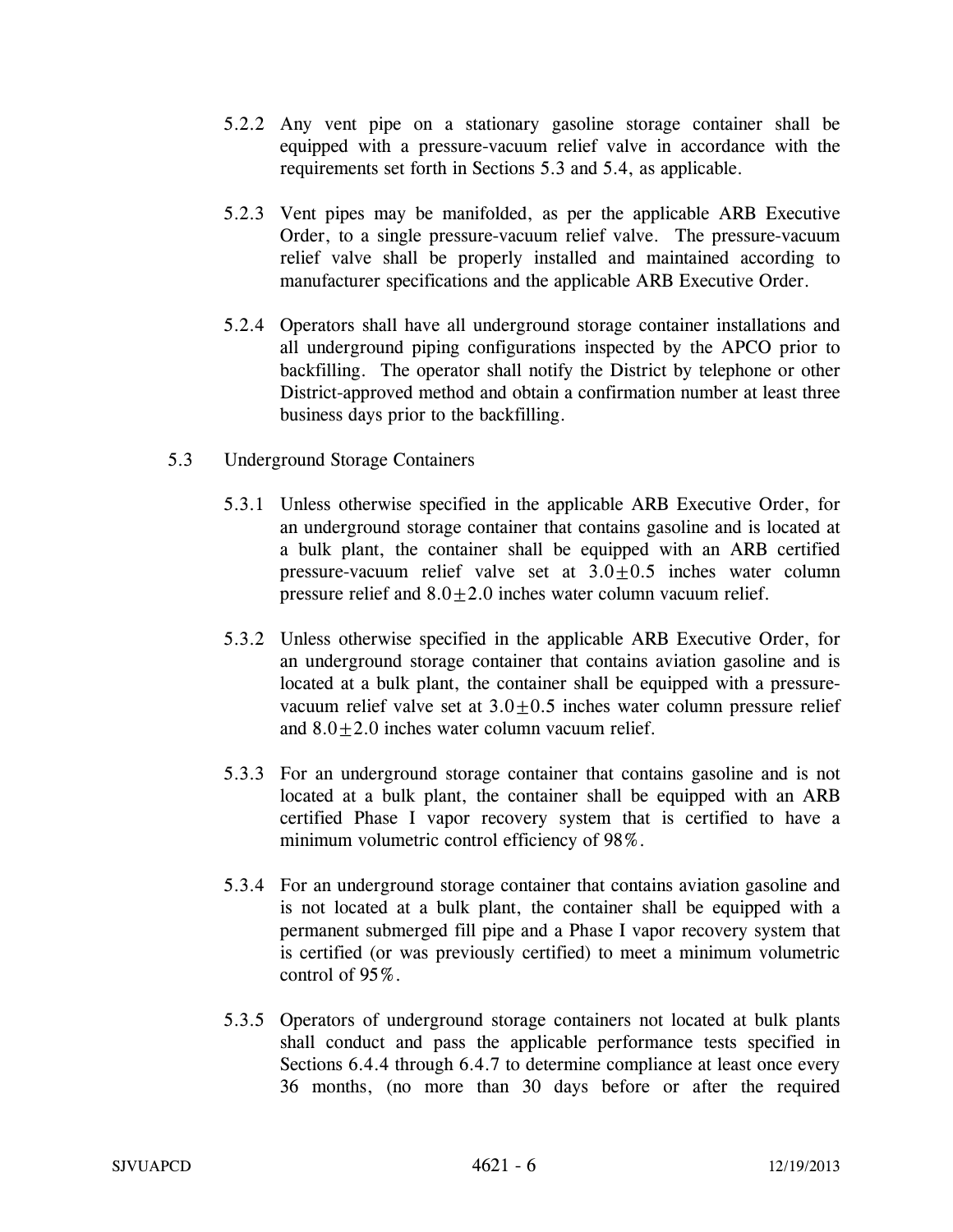5.2.2 Any vent pipe on a stationary gasoline storage container shall be equipped with a pressure-vacuum relief valve in accordance with the requirements set forth in Sections 5.3 and 5.4, as applicable.

5.2.3 Vent pipes may be manifolded, as per the applicable ARB Executive Order, to a single pressure-vacuum relief valve. The pressure-vacuum relief valve shall be properly installed and maintained according to manufacturer specifications and the applicable ARB Executive Order.

5.2.4 Operators shall have all underground storage container installations and all underground piping configurations inspected by the APCO prior to backfilling. The operator shall notify the District by telephone or other District-approved method and obtain a confirmation number at least three business days prior to the backfilling.

5.3 Underground Storage Containers

5.3.1 Unless otherwise specified in the applicable ARB Executive Order, for an underground storage container that contains gasoline and is located at a bulk plant, the container shall be equipped with an ARB certified pressure-vacuum relief valve set at $3.0 \pm 0.5$ inches water column pressure relief and $8.0 \pm 2.0$ inches water column vacuum relief.

5.3.2 Unless otherwise specified in the applicable ARB Executive Order, for an underground storage container that contains aviation gasoline and is located at a bulk plant, the container shall be equipped with a pressure-vacuum relief valve set at $3.0 \pm 0.5$ inches water column pressure relief and $8.0 \pm 2.0$ inches water column vacuum relief.

5.3.3 For an underground storage container that contains gasoline and is not located at a bulk plant, the container shall be equipped with an ARB certified Phase I vapor recovery system that is certified to have a minimum volumetric control efficiency of 98%.

5.3.4 For an underground storage container that contains aviation gasoline and is not located at a bulk plant, the container shall be equipped with a permanent submerged fill pipe and a Phase I vapor recovery system that is certified (or was previously certified) to meet a minimum volumetric control of 95%.

5.3.5 Operators of underground storage containers not located at bulk plants shall conduct and pass the applicable performance tests specified in Sections 6.4.4 through 6.4.7 to determine compliance at least once every 36 months, (no more than 30 days before or after the required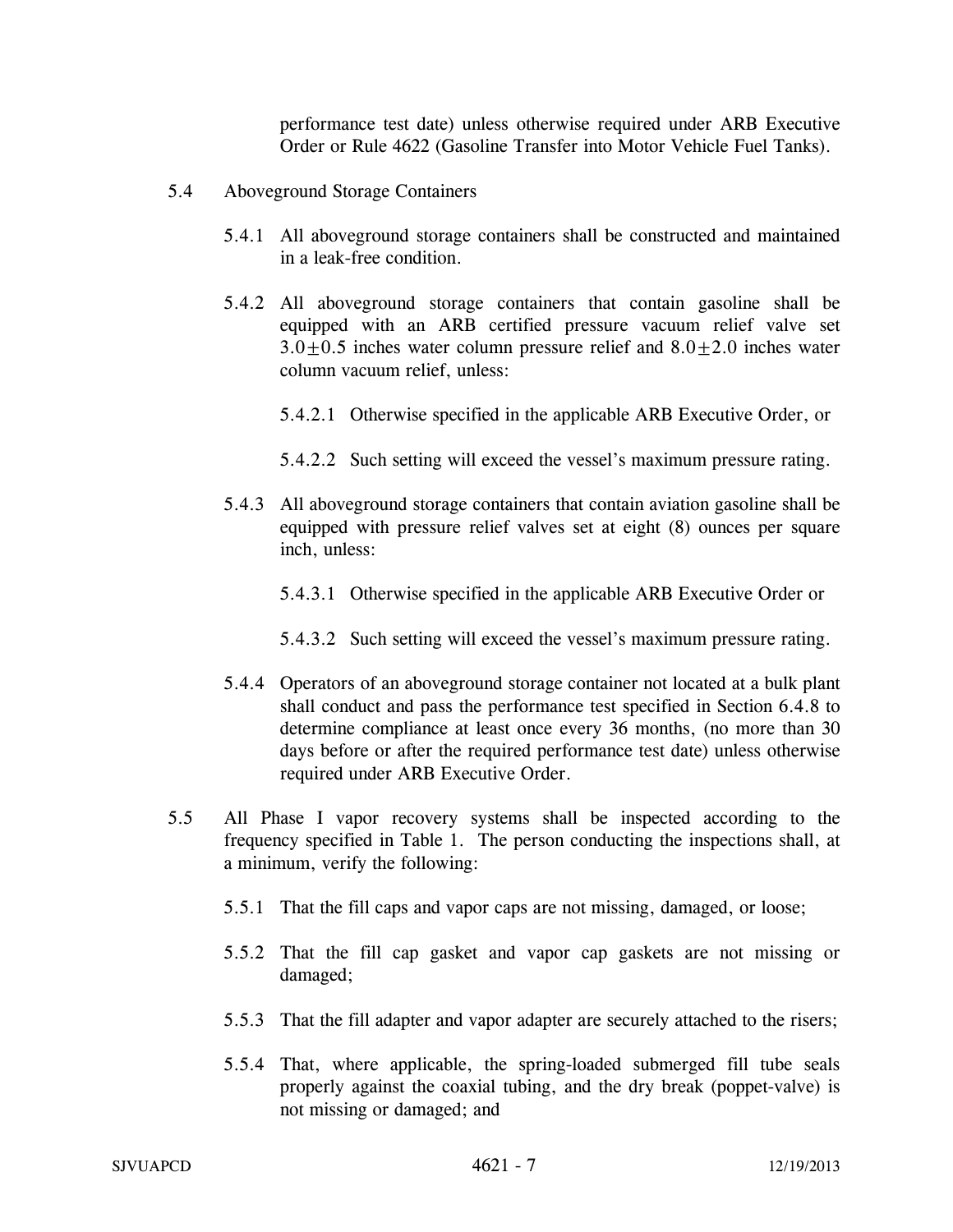performance test date) unless otherwise required under ARB Executive Order or Rule 4622 (Gasoline Transfer into Motor Vehicle Fuel Tanks).

5.4 Aboveground Storage Containers

5.4.1 All aboveground storage containers shall be constructed and maintained in a leak-free condition.

5.4.2 All aboveground storage containers that contain gasoline shall be equipped with an ARB certified pressure vacuum relief valve set $3.0 \pm 0.5$ inches water column pressure relief and $8.0 \pm 2.0$ inches water column vacuum relief, unless:

5.4.2.1 Otherwise specified in the applicable ARB Executive Order, or

5.4.2.2 Such setting will exceed the vessel's maximum pressure rating.

5.4.3 All aboveground storage containers that contain aviation gasoline shall be equipped with pressure relief valves set at eight (8) ounces per square inch, unless:

5.4.3.1 Otherwise specified in the applicable ARB Executive Order or

5.4.3.2 Such setting will exceed the vessel's maximum pressure rating.

5.4.4 Operators of an aboveground storage container not located at a bulk plant shall conduct and pass the performance test specified in Section 6.4.8 to determine compliance at least once every 36 months, (no more than 30 days before or after the required performance test date) unless otherwise required under ARB Executive Order.

5.5 All Phase I vapor recovery systems shall be inspected according to the frequency specified in Table 1. The person conducting the inspections shall, at a minimum, verify the following:

5.5.1 That the fill caps and vapor caps are not missing, damaged, or loose;

5.5.2 That the fill cap gasket and vapor cap gaskets are not missing or damaged;

5.5.3 That the fill adapter and vapor adapter are securely attached to the risers;

5.5.4 That, where applicable, the spring-loaded submerged fill tube seals properly against the coaxial tubing, and the dry break (poppet-valve) is not missing or damaged; and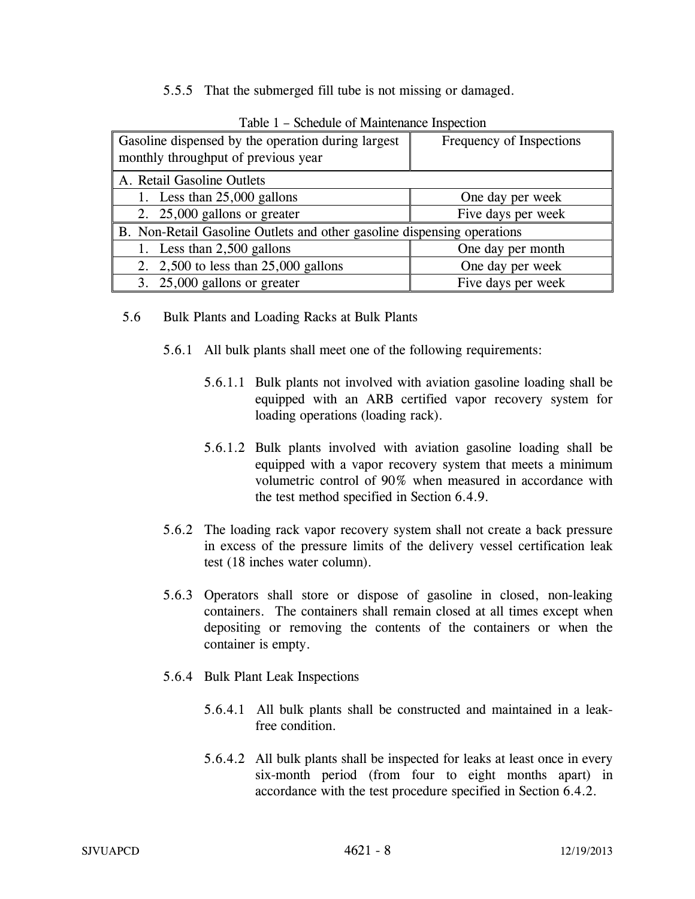5.5.5 That the submerged fill tube is not missing or damaged.

Table 1 – Schedule of Maintenance Inspection

| Gasoline dispensed by the operation during largest monthly throughput of previous year | Frequency of Inspections |
|---|---|
| A. Retail Gasoline Outlets | |
| 1. Less than 25,000 gallons | One day per week |
| 2. 25,000 gallons or greater | Five days per week |
| B. Non-Retail Gasoline Outlets and other gasoline dispensing operations | |
| 1. Less than 2,500 gallons | One day per month |
| 2. 2,500 to less than 25,000 gallons | One day per week |
| 3. 25,000 gallons or greater | Five days per week |

5.6 Bulk Plants and Loading Racks at Bulk Plants

5.6.1 All bulk plants shall meet one of the following requirements:

5.6.1.1 Bulk plants not involved with aviation gasoline loading shall be equipped with an ARB certified vapor recovery system for loading operations (loading rack).

5.6.1.2 Bulk plants involved with aviation gasoline loading shall be equipped with a vapor recovery system that meets a minimum volumetric control of 90% when measured in accordance with the test method specified in Section 6.4.9.

5.6.2 The loading rack vapor recovery system shall not create a back pressure in excess of the pressure limits of the delivery vessel certification leak test (18 inches water column).

5.6.3 Operators shall store or dispose of gasoline in closed, non-leaking containers. The containers shall remain closed at all times except when depositing or removing the contents of the containers or when the container is empty.

5.6.4 Bulk Plant Leak Inspections

5.6.4.1 All bulk plants shall be constructed and maintained in a leak-free condition.

5.6.4.2 All bulk plants shall be inspected for leaks at least once in every six-month period (from four to eight months apart) in accordance with the test procedure specified in Section 6.4.2.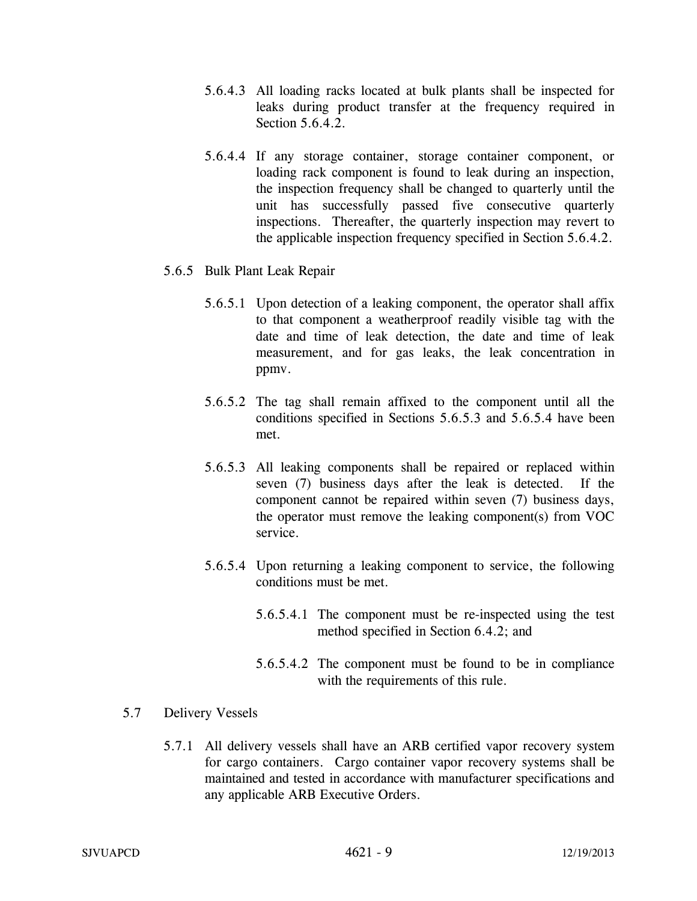5.6.4.3 All loading racks located at bulk plants shall be inspected for leaks during product transfer at the frequency required in Section 5.6.4.2.

5.6.4.4 If any storage container, storage container component, or loading rack component is found to leak during an inspection, the inspection frequency shall be changed to quarterly until the unit has successfully passed five consecutive quarterly inspections. Thereafter, the quarterly inspection may revert to the applicable inspection frequency specified in Section 5.6.4.2.

5.6.5 Bulk Plant Leak Repair

5.6.5.1 Upon detection of a leaking component, the operator shall affix to that component a weatherproof readily visible tag with the date and time of leak detection, the date and time of leak measurement, and for gas leaks, the leak concentration in ppmv.

5.6.5.2 The tag shall remain affixed to the component until all the conditions specified in Sections 5.6.5.3 and 5.6.5.4 have been met.

5.6.5.3 All leaking components shall be repaired or replaced within seven (7) business days after the leak is detected. If the component cannot be repaired within seven (7) business days, the operator must remove the leaking component(s) from VOC service.

5.6.5.4 Upon returning a leaking component to service, the following conditions must be met.

5.6.5.4.1 The component must be re-inspected using the test method specified in Section 6.4.2; and

5.6.5.4.2 The component must be found to be in compliance with the requirements of this rule.

5.7 Delivery Vessels

5.7.1 All delivery vessels shall have an ARB certified vapor recovery system for cargo containers. Cargo container vapor recovery systems shall be maintained and tested in accordance with manufacturer specifications and any applicable ARB Executive Orders.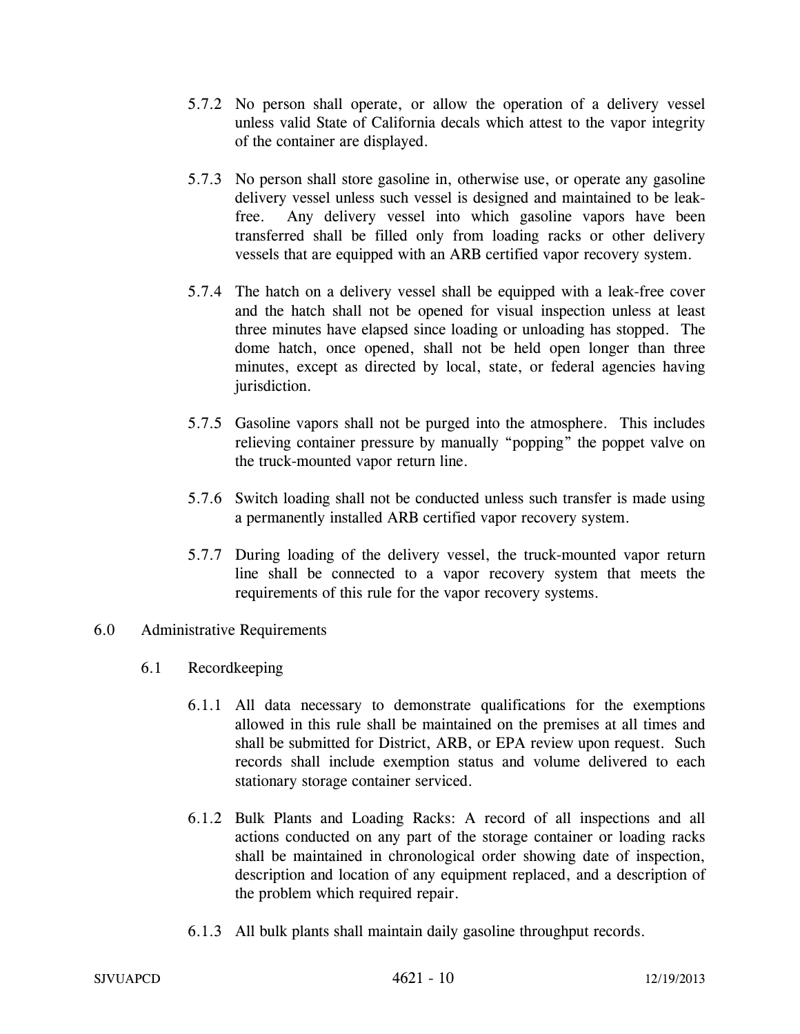5.7.2 No person shall operate, or allow the operation of a delivery vessel unless valid State of California decals which attest to the vapor integrity of the container are displayed.

5.7.3 No person shall store gasoline in, otherwise use, or operate any gasoline delivery vessel unless such vessel is designed and maintained to be leak-free. Any delivery vessel into which gasoline vapors have been transferred shall be filled only from loading racks or other delivery vessels that are equipped with an ARB certified vapor recovery system.

5.7.4 The hatch on a delivery vessel shall be equipped with a leak-free cover and the hatch shall not be opened for visual inspection unless at least three minutes have elapsed since loading or unloading has stopped. The dome hatch, once opened, shall not be held open longer than three minutes, except as directed by local, state, or federal agencies having jurisdiction.

5.7.5 Gasoline vapors shall not be purged into the atmosphere. This includes relieving container pressure by manually "popping" the poppet valve on the truck-mounted vapor return line.

5.7.6 Switch loading shall not be conducted unless such transfer is made using a permanently installed ARB certified vapor recovery system.

5.7.7 During loading of the delivery vessel, the truck-mounted vapor return line shall be connected to a vapor recovery system that meets the requirements of this rule for the vapor recovery systems.

## 6.0 Administrative Requirements

### 6.1 Recordkeeping

6.1.1 All data necessary to demonstrate qualifications for the exemptions allowed in this rule shall be maintained on the premises at all times and shall be submitted for District, ARB, or EPA review upon request. Such records shall include exemption status and volume delivered to each stationary storage container serviced.

6.1.2 Bulk Plants and Loading Racks: A record of all inspections and all actions conducted on any part of the storage container or loading racks shall be maintained in chronological order showing date of inspection, description and location of any equipment replaced, and a description of the problem which required repair.

6.1.3 All bulk plants shall maintain daily gasoline throughput records.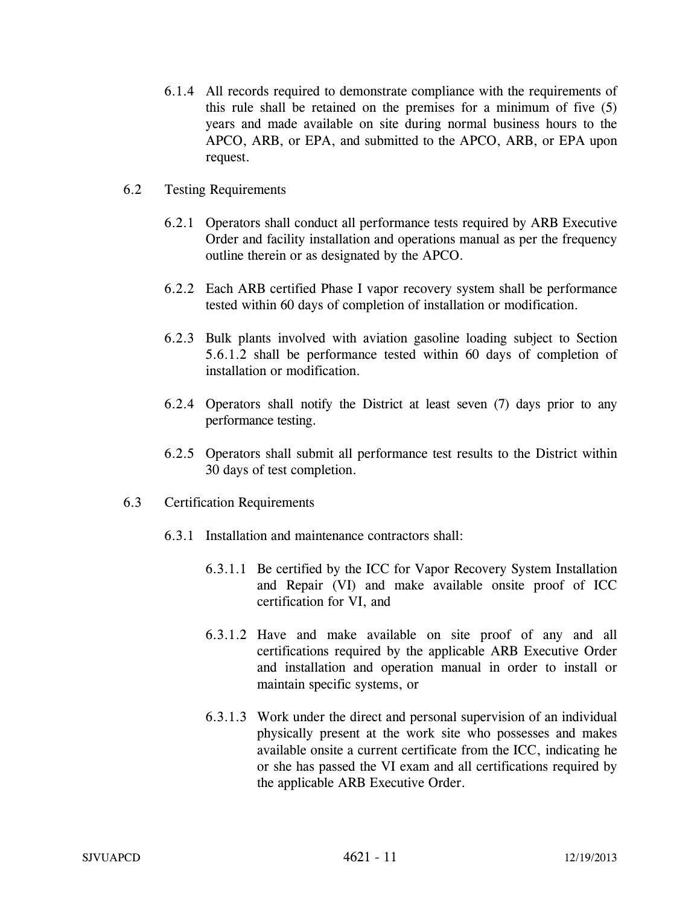6.1.4 All records required to demonstrate compliance with the requirements of this rule shall be retained on the premises for a minimum of five (5) years and made available on site during normal business hours to the APCO, ARB, or EPA, and submitted to the APCO, ARB, or EPA upon request.

6.2 Testing Requirements

6.2.1 Operators shall conduct all performance tests required by ARB Executive Order and facility installation and operations manual as per the frequency outline therein or as designated by the APCO.

6.2.2 Each ARB certified Phase I vapor recovery system shall be performance tested within 60 days of completion of installation or modification.

6.2.3 Bulk plants involved with aviation gasoline loading subject to Section 5.6.1.2 shall be performance tested within 60 days of completion of installation or modification.

6.2.4 Operators shall notify the District at least seven (7) days prior to any performance testing.

6.2.5 Operators shall submit all performance test results to the District within 30 days of test completion.

6.3 Certification Requirements

6.3.1 Installation and maintenance contractors shall:

6.3.1.1 Be certified by the ICC for Vapor Recovery System Installation and Repair (VI) and make available onsite proof of ICC certification for VI, and

6.3.1.2 Have and make available on site proof of any and all certifications required by the applicable ARB Executive Order and installation and operation manual in order to install or maintain specific systems, or

6.3.1.3 Work under the direct and personal supervision of an individual physically present at the work site who possesses and makes available onsite a current certificate from the ICC, indicating he or she has passed the VI exam and all certifications required by the applicable ARB Executive Order.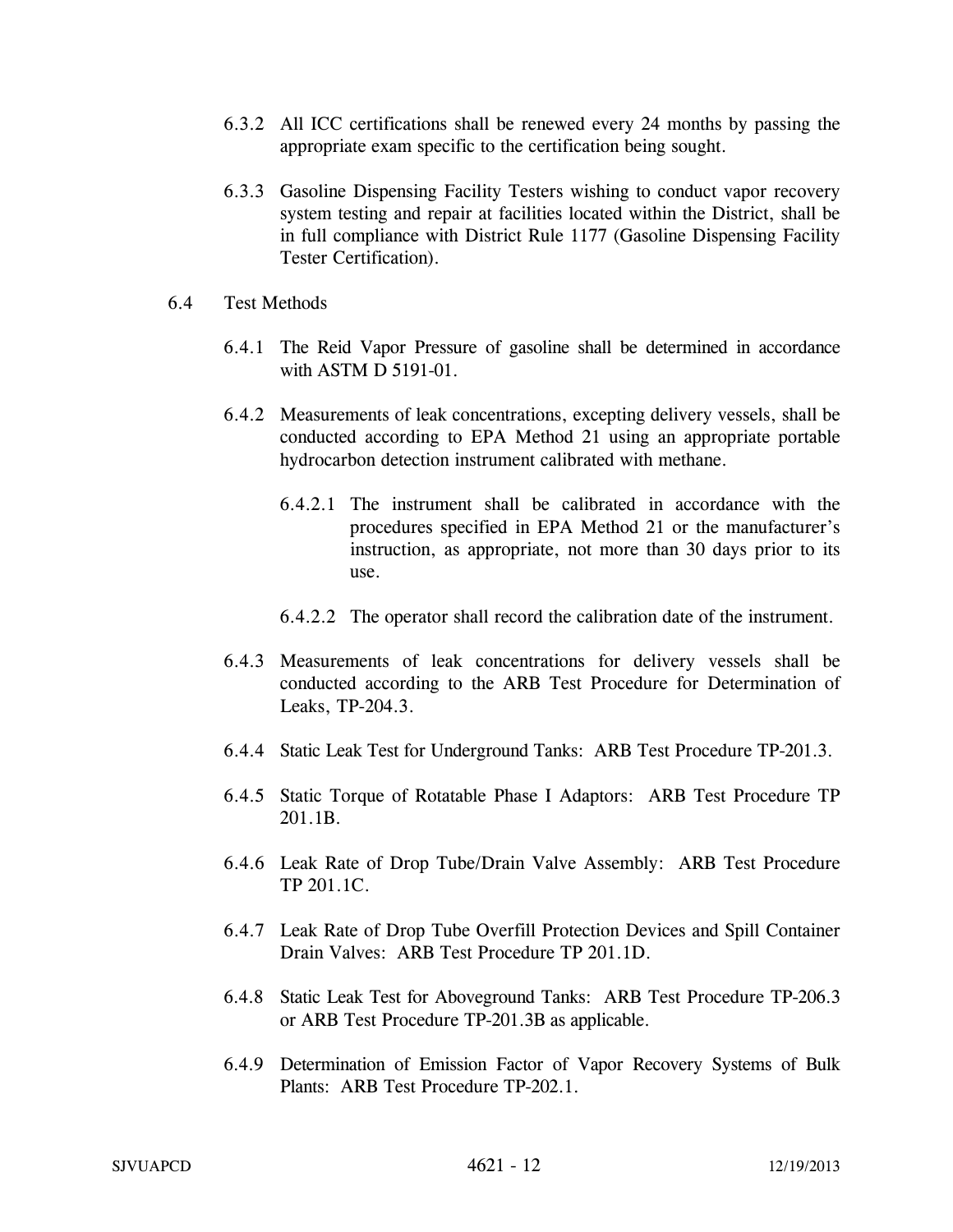6.3.2 All ICC certifications shall be renewed every 24 months by passing the appropriate exam specific to the certification being sought.

6.3.3 Gasoline Dispensing Facility Testers wishing to conduct vapor recovery system testing and repair at facilities located within the District, shall be in full compliance with District Rule 1177 (Gasoline Dispensing Facility Tester Certification).

6.4 Test Methods

6.4.1 The Reid Vapor Pressure of gasoline shall be determined in accordance with ASTM D 5191-01.

6.4.2 Measurements of leak concentrations, excepting delivery vessels, shall be conducted according to EPA Method 21 using an appropriate portable hydrocarbon detection instrument calibrated with methane.

6.4.2.1 The instrument shall be calibrated in accordance with the procedures specified in EPA Method 21 or the manufacturer's instruction, as appropriate, not more than 30 days prior to its use.

6.4.2.2 The operator shall record the calibration date of the instrument.

6.4.3 Measurements of leak concentrations for delivery vessels shall be conducted according to the ARB Test Procedure for Determination of Leaks, TP-204.3.

6.4.4 Static Leak Test for Underground Tanks: ARB Test Procedure TP-201.3.

6.4.5 Static Torque of Rotatable Phase I Adaptors: ARB Test Procedure TP 201.1B.

6.4.6 Leak Rate of Drop Tube/Drain Valve Assembly: ARB Test Procedure TP 201.1C.

6.4.7 Leak Rate of Drop Tube Overfill Protection Devices and Spill Container Drain Valves: ARB Test Procedure TP 201.1D.

6.4.8 Static Leak Test for Aboveground Tanks: ARB Test Procedure TP-206.3 or ARB Test Procedure TP-201.3B as applicable.

6.4.9 Determination of Emission Factor of Vapor Recovery Systems of Bulk Plants: ARB Test Procedure TP-202.1.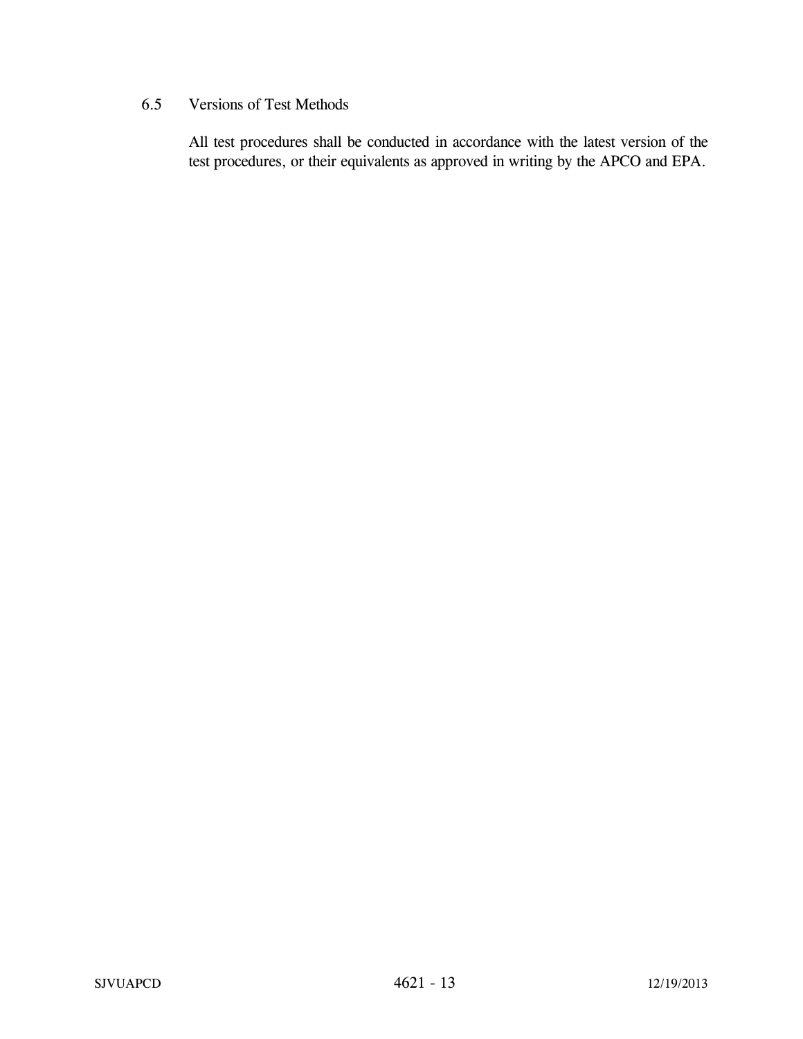### 6.5 Versions of Test Methods

All test procedures shall be conducted in accordance with the latest version of the test procedures, or their equivalents as approved in writing by the APCO and EPA.